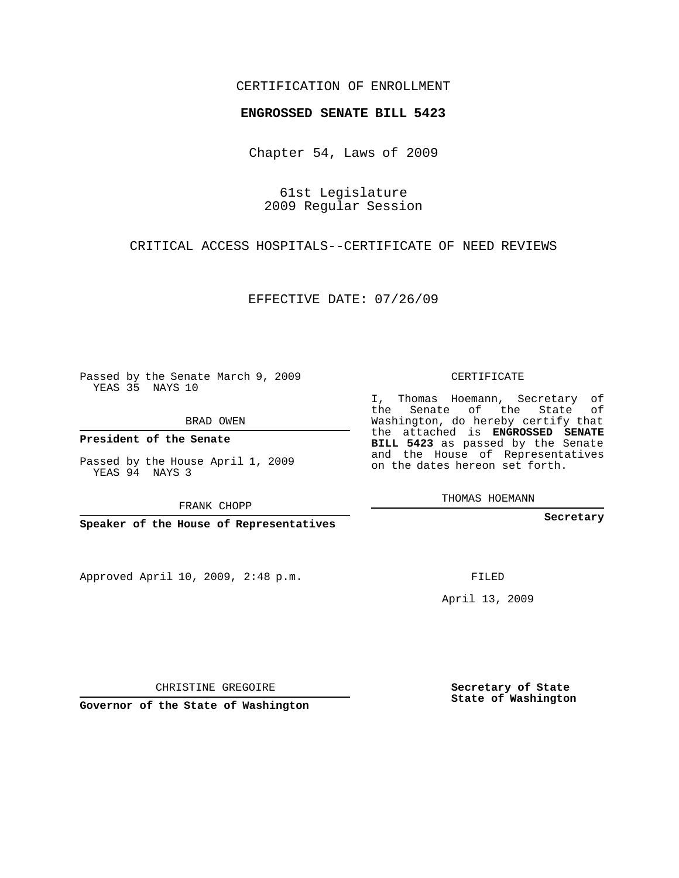CERTIFICATION OF ENROLLMENT

**ENGROSSED SENATE BILL 5423**

Chapter 54, Laws of 2009

61st Legislature
2009 Regular Session

CRITICAL ACCESS HOSPITALS--CERTIFICATE OF NEED REVIEWS

EFFECTIVE DATE: 07/26/09

Passed by the Senate March 9, 2009
YEAS 35 NAYS 10

BRAD OWEN

**President of the Senate**

Passed by the House April 1, 2009
YEAS 94 NAYS 3

FRANK CHOPP

**Speaker of the House of Representatives**

CERTIFICATE

I, Thomas Hoemann, Secretary of the Senate of the State of Washington, do hereby certify that the attached is **ENGROSSED SENATE BILL 5423** as passed by the Senate and the House of Representatives on the dates hereon set forth.

THOMAS HOEMANN

**Secretary**

Approved April 10, 2009, 2:48 p.m.

FILED

April 13, 2009

CHRISTINE GREGOIRE

**Governor of the State of Washington**

**Secretary of State**
**State of Washington**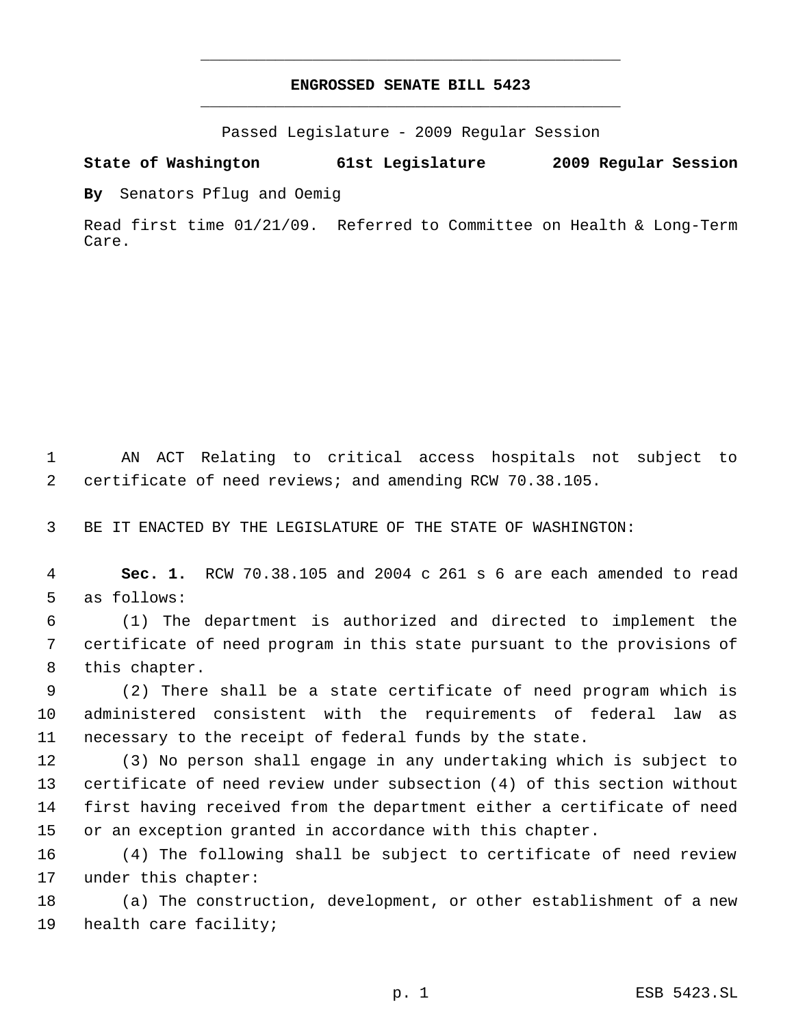# ENGROSSED SENATE BILL 5423

Passed Legislature - 2009 Regular Session

**State of Washington 61st Legislature 2009 Regular Session**

**By** Senators Pflug and Oemig

Read first time 01/21/09. Referred to Committee on Health & Long-Term Care.

1 AN ACT Relating to critical access hospitals not subject to
2 certificate of need reviews; and amending RCW 70.38.105.

3 BE IT ENACTED BY THE LEGISLATURE OF THE STATE OF WASHINGTON:

4 **Sec. 1.** RCW 70.38.105 and 2004 c 261 s 6 are each amended to read
5 as follows:

6 (1) The department is authorized and directed to implement the
7 certificate of need program in this state pursuant to the provisions of
8 this chapter.

9 (2) There shall be a state certificate of need program which is
10 administered consistent with the requirements of federal law as
11 necessary to the receipt of federal funds by the state.

12 (3) No person shall engage in any undertaking which is subject to
13 certificate of need review under subsection (4) of this section without
14 first having received from the department either a certificate of need
15 or an exception granted in accordance with this chapter.

16 (4) The following shall be subject to certificate of need review
17 under this chapter:

18 (a) The construction, development, or other establishment of a new
19 health care facility;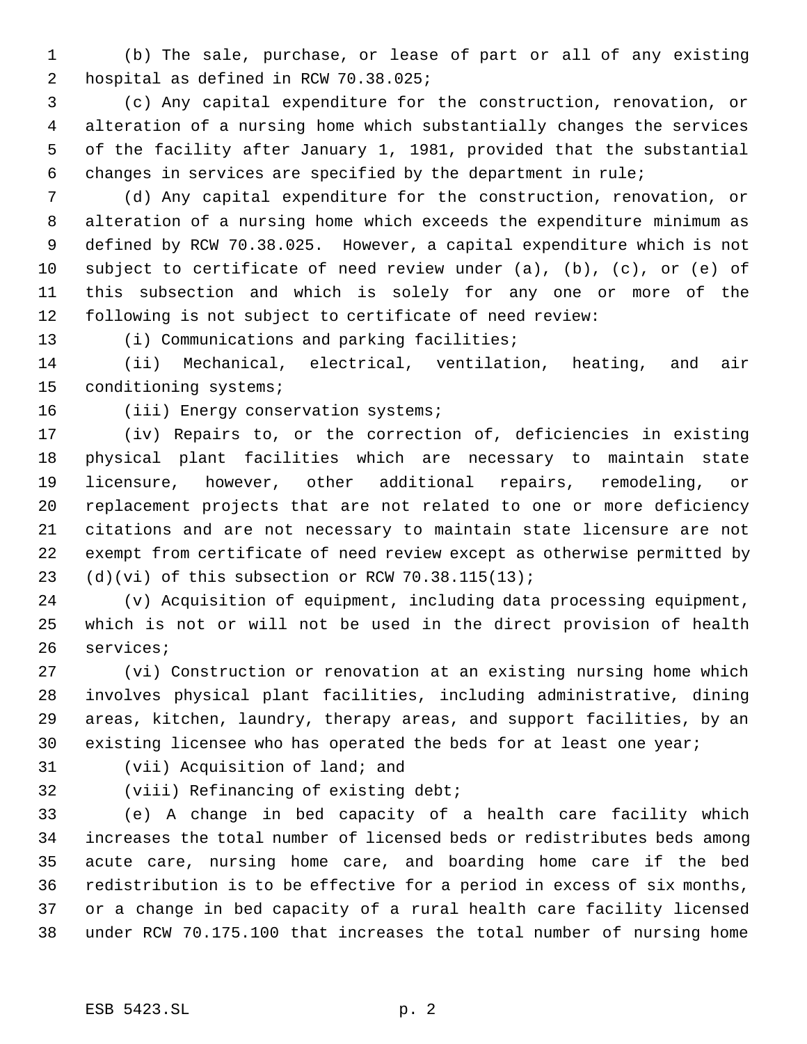(b) The sale, purchase, or lease of part or all of any existing hospital as defined in RCW 70.38.025;

(c) Any capital expenditure for the construction, renovation, or alteration of a nursing home which substantially changes the services of the facility after January 1, 1981, provided that the substantial changes in services are specified by the department in rule;

(d) Any capital expenditure for the construction, renovation, or alteration of a nursing home which exceeds the expenditure minimum as defined by RCW 70.38.025. However, a capital expenditure which is not subject to certificate of need review under (a), (b), (c), or (e) of this subsection and which is solely for any one or more of the following is not subject to certificate of need review:

(i) Communications and parking facilities;

(ii) Mechanical, electrical, ventilation, heating, and air conditioning systems;

(iii) Energy conservation systems;

(iv) Repairs to, or the correction of, deficiencies in existing physical plant facilities which are necessary to maintain state licensure, however, other additional repairs, remodeling, or replacement projects that are not related to one or more deficiency citations and are not necessary to maintain state licensure are not exempt from certificate of need review except as otherwise permitted by (d)(vi) of this subsection or RCW 70.38.115(13);

(v) Acquisition of equipment, including data processing equipment, which is not or will not be used in the direct provision of health services;

(vi) Construction or renovation at an existing nursing home which involves physical plant facilities, including administrative, dining areas, kitchen, laundry, therapy areas, and support facilities, by an existing licensee who has operated the beds for at least one year;

(vii) Acquisition of land; and

(viii) Refinancing of existing debt;

(e) A change in bed capacity of a health care facility which increases the total number of licensed beds or redistributes beds among acute care, nursing home care, and boarding home care if the bed redistribution is to be effective for a period in excess of six months, or a change in bed capacity of a rural health care facility licensed under RCW 70.175.100 that increases the total number of nursing home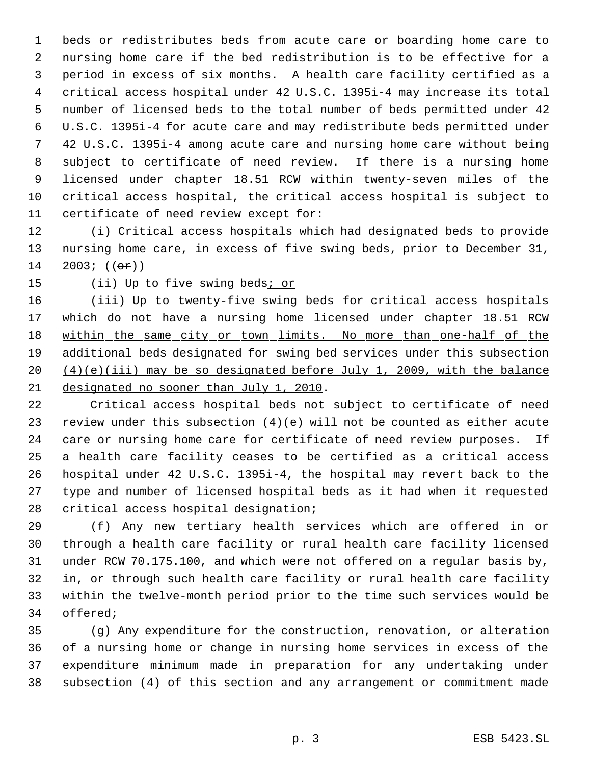beds or redistributes beds from acute care or boarding home care to nursing home care if the bed redistribution is to be effective for a period in excess of six months. A health care facility certified as a critical access hospital under 42 U.S.C. 1395i-4 may increase its total number of licensed beds to the total number of beds permitted under 42 U.S.C. 1395i-4 for acute care and may redistribute beds permitted under 42 U.S.C. 1395i-4 among acute care and nursing home care without being subject to certificate of need review. If there is a nursing home licensed under chapter 18.51 RCW within twenty-seven miles of the critical access hospital, the critical access hospital is subject to certificate of need review except for:

(i) Critical access hospitals which had designated beds to provide nursing home care, in excess of five swing beds, prior to December 31, 2003; ((~~or~~))

(ii) Up to five swing beds<u>; or</u>

<u>(iii) Up to twenty-five swing beds for critical access hospitals which do not have a nursing home licensed under chapter 18.51 RCW within the same city or town limits. No more than one-half of the additional beds designated for swing bed services under this subsection (4)(e)(iii) may be so designated before July 1, 2009, with the balance designated no sooner than July 1, 2010</u>.

Critical access hospital beds not subject to certificate of need review under this subsection (4)(e) will not be counted as either acute care or nursing home care for certificate of need review purposes. If a health care facility ceases to be certified as a critical access hospital under 42 U.S.C. 1395i-4, the hospital may revert back to the type and number of licensed hospital beds as it had when it requested critical access hospital designation;

(f) Any new tertiary health services which are offered in or through a health care facility or rural health care facility licensed under RCW 70.175.100, and which were not offered on a regular basis by, in, or through such health care facility or rural health care facility within the twelve-month period prior to the time such services would be offered;

(g) Any expenditure for the construction, renovation, or alteration of a nursing home or change in nursing home services in excess of the expenditure minimum made in preparation for any undertaking under subsection (4) of this section and any arrangement or commitment made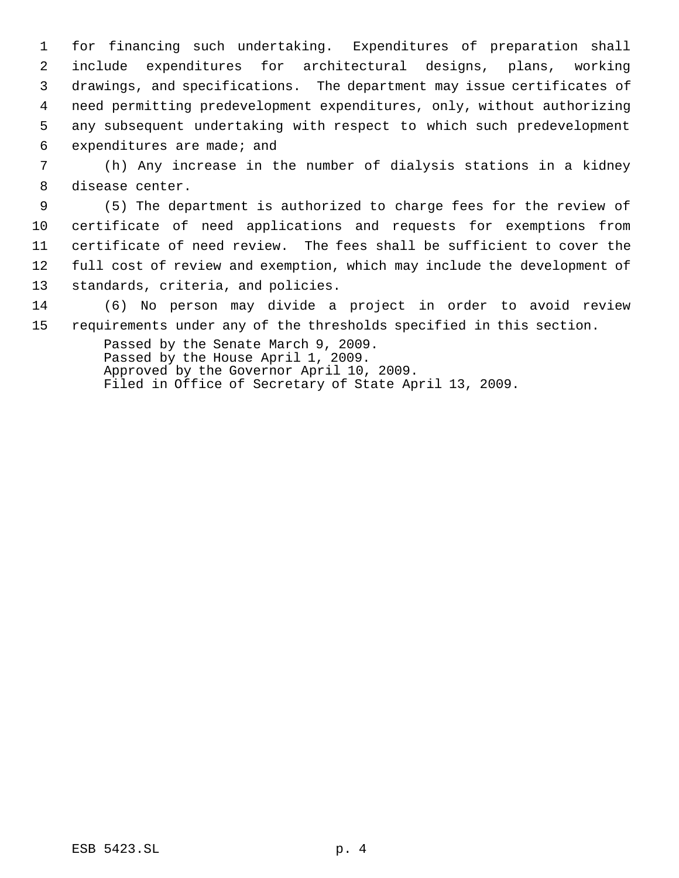for financing such undertaking. Expenditures of preparation shall include expenditures for architectural designs, plans, working drawings, and specifications. The department may issue certificates of need permitting predevelopment expenditures, only, without authorizing any subsequent undertaking with respect to which such predevelopment expenditures are made; and

(h) Any increase in the number of dialysis stations in a kidney disease center.

(5) The department is authorized to charge fees for the review of certificate of need applications and requests for exemptions from certificate of need review. The fees shall be sufficient to cover the full cost of review and exemption, which may include the development of standards, criteria, and policies.

(6) No person may divide a project in order to avoid review requirements under any of the thresholds specified in this section.

Passed by the Senate March 9, 2009.
Passed by the House April 1, 2009.
Approved by the Governor April 10, 2009.
Filed in Office of Secretary of State April 13, 2009.